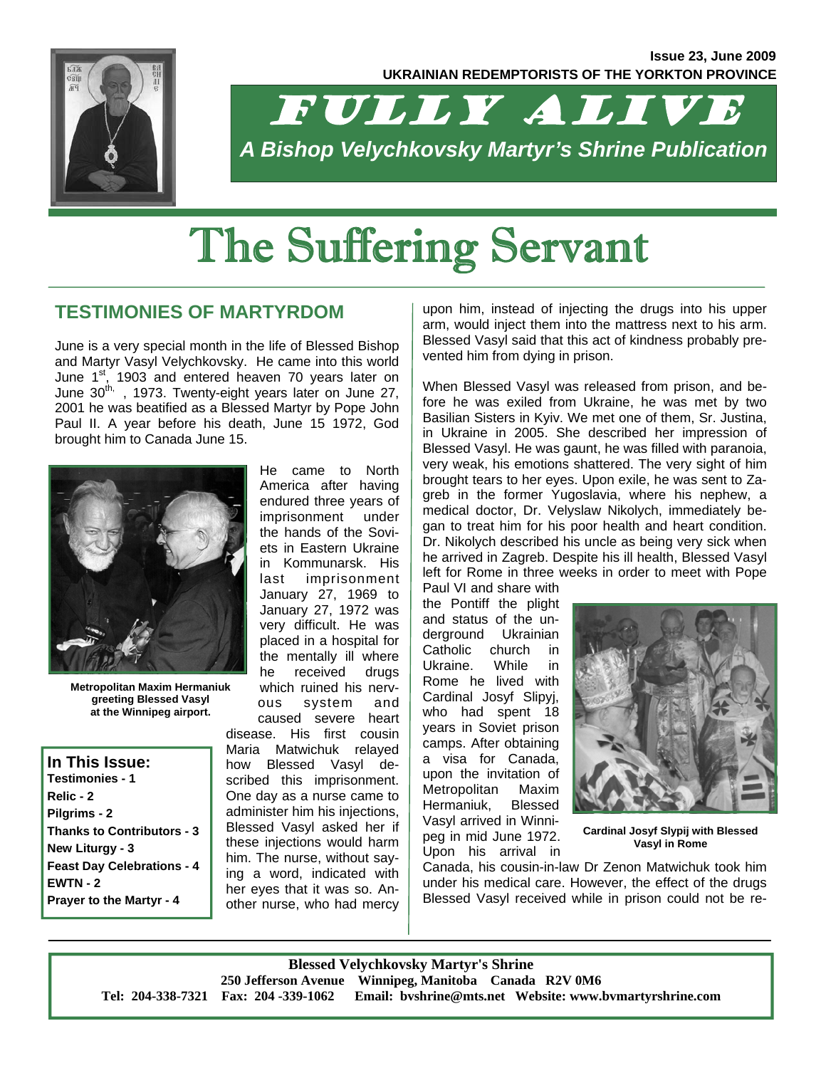**Issue 23, June 2009**

**UKRAINIAN REDEMPTORISTS OF THE YORKTON PROVINCE**

# FULLY ALIVE

***A Bishop Velychkovsky Martyr's Shrine Publication***

# The Suffering Servant

## TESTIMONIES OF MARTYRDOM

June is a very special month in the life of Blessed Bishop and Martyr Vasyl Velychkovsky. He came into this world June 1st, 1903 and entered heaven 70 years later on June 30th, 1973. Twenty-eight years later on June 27, 2001 he was beatified as a Blessed Martyr by Pope John Paul II. A year before his death, June 15 1972, God brought him to Canada June 15.

**Metropolitan Maxim Hermaniuk greeting Blessed Vasyl at the Winnipeg airport.**

He came to North America after having endured three years of imprisonment under the hands of the Soviets in Eastern Ukraine in Kommunarsk. His last imprisonment January 27, 1969 to January 27, 1972 was very difficult. He was placed in a hospital for the mentally ill where he received drugs which ruined his nervous system and caused severe heart disease. His first cousin Maria Matwichuk relayed how Blessed Vasyl described this imprisonment. One day as a nurse came to administer him his injections, Blessed Vasyl asked her if these injections would harm him. The nurse, without saying a word, indicated with her eyes that it was so. Another nurse, who had mercy upon him, instead of injecting the drugs into his upper arm, would inject them into the mattress next to his arm. Blessed Vasyl said that this act of kindness probably prevented him from dying in prison.

When Blessed Vasyl was released from prison, and before he was exiled from Ukraine, he was met by two Basilian Sisters in Kyiv. We met one of them, Sr. Justina, in Ukraine in 2005. She described her impression of Blessed Vasyl. He was gaunt, he was filled with paranoia, very weak, his emotions shattered. The very sight of him brought tears to her eyes. Upon exile, he was sent to Zagreb in the former Yugoslavia, where his nephew, a medical doctor, Dr. Velyslaw Nikolych, immediately began to treat him for his poor health and heart condition. Dr. Nikolych described his uncle as being very sick when he arrived in Zagreb. Despite his ill health, Blessed Vasyl left for Rome in three weeks in order to meet with Pope Paul VI and share with the Pontiff the plight and status of the underground Ukrainian Catholic church in Ukraine. While in Rome he lived with Cardinal Josyf Slipyj, who had spent 18 years in Soviet prison camps. After obtaining a visa for Canada, upon the invitation of Metropolitan Maxim Hermaniuk, Blessed Vasyl arrived in Winnipeg in mid June 1972. Upon his arrival in Canada, his cousin-in-law Dr Zenon Matwichuk took him under his medical care. However, the effect of the drugs Blessed Vasyl received while in prison could not be re-

**Cardinal Josyf Slypij with Blessed Vasyl in Rome**

**In This Issue:**
- **Testimonies - 1**
- **Relic - 2**
- **Pilgrims - 2**
- **Thanks to Contributors - 3**
- **New Liturgy - 3**
- **Feast Day Celebrations - 4**
- **EWTN - 2**
- **Prayer to the Martyr - 4**

**Blessed Velychkovsky Martyr's Shrine**
**250 Jefferson Avenue Winnipeg, Manitoba Canada R2V 0M6**
**Tel: 204-338-7321 Fax: 204 -339-1062 Email: bvshrine@mts.net Website: www.bvmartyrshrine.com**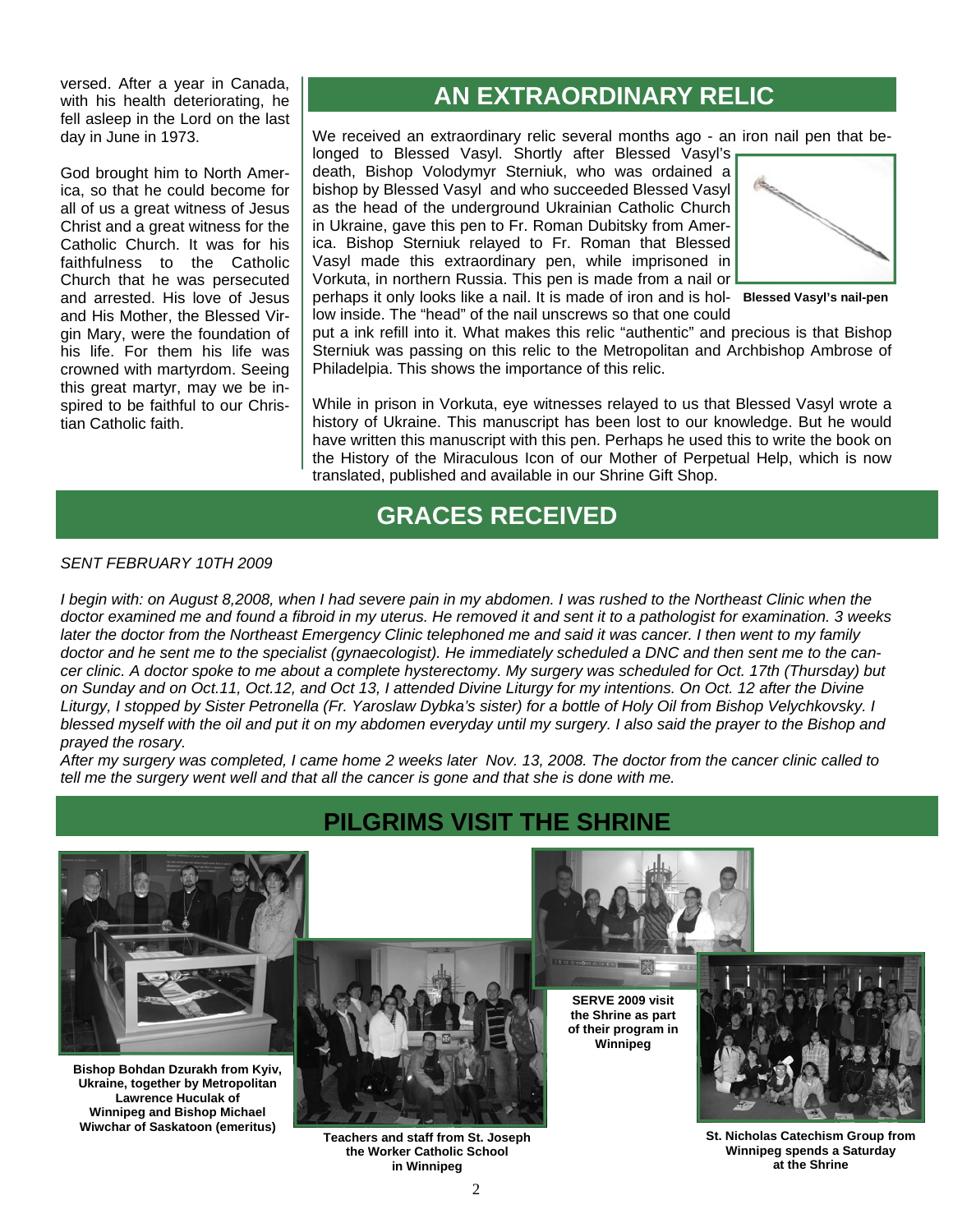versed. After a year in Canada, with his health deteriorating, he fell asleep in the Lord on the last day in June in 1973.

God brought him to North America, so that he could become for all of us a great witness of Jesus Christ and a great witness for the Catholic Church. It was for his faithfulness to the Catholic Church that he was persecuted and arrested. His love of Jesus and His Mother, the Blessed Virgin Mary, were the foundation of his life. For them his life was crowned with martyrdom. Seeing this great martyr, may we be inspired to be faithful to our Christian Catholic faith.

## AN EXTRAORDINARY RELIC

We received an extraordinary relic several months ago - an iron nail pen that belonged to Blessed Vasyl. Shortly after Blessed Vasyl's death, Bishop Volodymyr Sterniuk, who was ordained a bishop by Blessed Vasyl and who succeeded Blessed Vasyl as the head of the underground Ukrainian Catholic Church in Ukraine, gave this pen to Fr. Roman Dubitsky from America. Bishop Sterniuk relayed to Fr. Roman that Blessed Vasyl made this extraordinary pen, while imprisoned in Vorkuta, in northern Russia. This pen is made from a nail or perhaps it only looks like a nail. It is made of iron and is hollow inside. The "head" of the nail unscrews so that one could put a ink refill into it. What makes this relic "authentic" and precious is that Bishop Sterniuk was passing on this relic to the Metropolitan and Archbishop Ambrose of Philadelphia. This shows the importance of this relic.

**Blessed Vasyl's nail-pen**

While in prison in Vorkuta, eye witnesses relayed to us that Blessed Vasyl wrote a history of Ukraine. This manuscript has been lost to our knowledge. But he would have written this manuscript with this pen. Perhaps he used this to write the book on the History of the Miraculous Icon of our Mother of Perpetual Help, which is now translated, published and available in our Shrine Gift Shop.

## GRACES RECEIVED

*SENT FEBRUARY 10TH 2009*

*I begin with: on August 8,2008, when I had severe pain in my abdomen. I was rushed to the Northeast Clinic when the doctor examined me and found a fibroid in my uterus. He removed it and sent it to a pathologist for examination. 3 weeks later the doctor from the Northeast Emergency Clinic telephoned me and said it was cancer. I then went to my family doctor and he sent me to the specialist (gynaecologist). He immediately scheduled a DNC and then sent me to the cancer clinic. A doctor spoke to me about a complete hysterectomy. My surgery was scheduled for Oct. 17th (Thursday) but on Sunday and on Oct.11, Oct.12, and Oct 13, I attended Divine Liturgy for my intentions. On Oct. 12 after the Divine Liturgy, I stopped by Sister Petronella (Fr. Yaroslaw Dybka's sister) for a bottle of Holy Oil from Bishop Velychkovsky. I blessed myself with the oil and put it on my abdomen everyday until my surgery. I also said the prayer to the Bishop and prayed the rosary.*

*After my surgery was completed, I came home 2 weeks later Nov. 13, 2008. The doctor from the cancer clinic called to tell me the surgery went well and that all the cancer is gone and that she is done with me.*

## PILGRIMS VISIT THE SHRINE

**Bishop Bohdan Dzurakh from Kyiv, Ukraine, together by Metropolitan Lawrence Huculak of Winnipeg and Bishop Michael Wiwchar of Saskatoon (emeritus)**

**Teachers and staff from St. Joseph the Worker Catholic School in Winnipeg**

**SERVE 2009 visit the Shrine as part of their program in Winnipeg**

**St. Nicholas Catechism Group from Winnipeg spends a Saturday at the Shrine**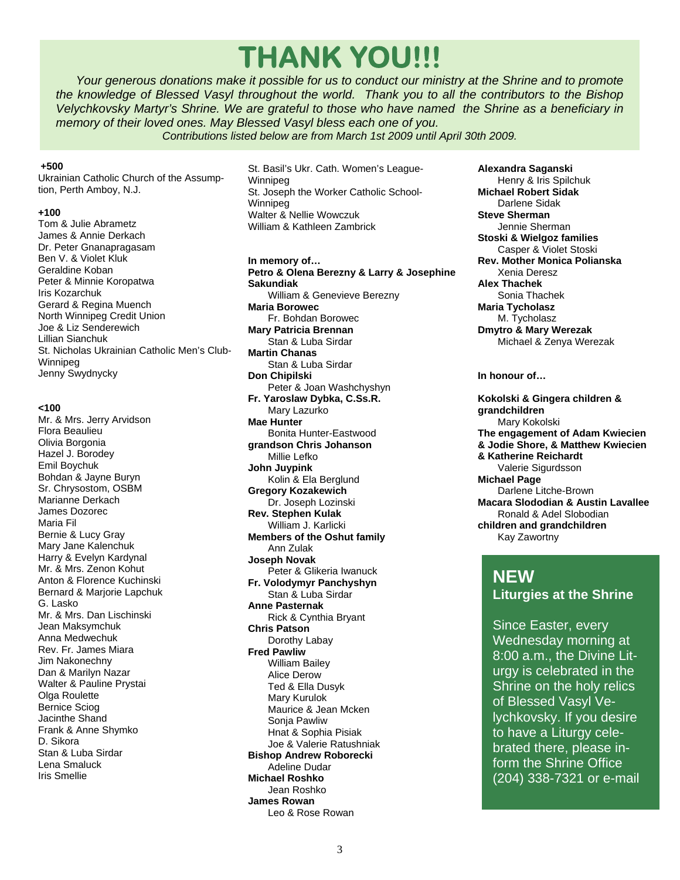# THANK YOU!!!

*Your generous donations make it possible for us to conduct our ministry at the Shrine and to promote the knowledge of Blessed Vasyl throughout the world. Thank you to all the contributors to the Bishop Velychkovsky Martyr's Shrine. We are grateful to those who have named the Shrine as a beneficiary in memory of their loved ones. May Blessed Vasyl bless each one of you.*

*Contributions listed below are from March 1st 2009 until April 30th 2009.*

**+500**

Ukrainian Catholic Church of the Assumption, Perth Amboy, N.J.

**+100**

Tom & Julie Abrametz
James & Annie Derkach
Dr. Peter Gnanapragasam
Ben V. & Violet Kluk
Geraldine Koban
Peter & Minnie Koropatwa
Iris Kozarchuk
Gerard & Regina Muench
North Winnipeg Credit Union
Joe & Liz Senderewich
Lillian Sianchuk
St. Nicholas Ukrainian Catholic Men's Club-Winnipeg
Jenny Swydnycky

**<100**

Mr. & Mrs. Jerry Arvidson
Flora Beaulieu
Olivia Borgonia
Hazel J. Borodey
Emil Boychuk
Bohdan & Jayne Buryn
Sr. Chrysostom, OSBM
Marianne Derkach
James Dozorec
Maria Fil
Bernie & Lucy Gray
Mary Jane Kalenchuk
Harry & Evelyn Kardynal
Mr. & Mrs. Zenon Kohut
Anton & Florence Kuchinski
Bernard & Marjorie Lapchuk
G. Lasko
Mr. & Mrs. Dan Lischinski
Jean Maksymchuk
Anna Medwechuk
Rev. Fr. James Miara
Jim Nakonechny
Dan & Marilyn Nazar
Walter & Pauline Prystai
Olga Roulette
Bernice Sciog
Jacinthe Shand
Frank & Anne Shymko
D. Sikora
Stan & Luba Sirdar
Lena Smaluck
Iris Smellie
St. Basil's Ukr. Cath. Women's League-Winnipeg
St. Joseph the Worker Catholic School-Winnipeg
Walter & Nellie Wowczuk
William & Kathleen Zambrick

**In memory of…**

**Petro & Olena Berezny & Larry & Josephine Sakundiak**
William & Genevieve Berezny
**Maria Borowec**
Fr. Bohdan Borowec
**Mary Patricia Brennan**
Stan & Luba Sirdar
**Martin Chanas**
Stan & Luba Sirdar
**Don Chipilski**
Peter & Joan Washchyshyn
**Fr. Yaroslaw Dybka, C.Ss.R.**
Mary Lazurko
**Mae Hunter**
Bonita Hunter-Eastwood
**grandson Chris Johanson**
Millie Lefko
**John Juypink**
Kolin & Ela Berglund
**Gregory Kozakewich**
Dr. Joseph Lozinski
**Rev. Stephen Kulak**
William J. Karlicki
**Members of the Oshut family**
Ann Zulak
**Joseph Novak**
Peter & Glikeria Iwanuck
**Fr. Volodymyr Panchyshyn**
Stan & Luba Sirdar
**Anne Pasternak**
Rick & Cynthia Bryant
**Chris Patson**
Dorothy Labay
**Fred Pawliw**
William Bailey
Alice Derow
Ted & Ella Dusyk
Mary Kurulok
Maurice & Jean Mcken
Sonja Pawliw
Hnat & Sophia Pisiak
Joe & Valerie Ratushniak
**Bishop Andrew Roborecki**
Adeline Dudar
**Michael Roshko**
Jean Roshko
**James Rowan**
Leo & Rose Rowan
**Alexandra Saganski**
Henry & Iris Spilchuk
**Michael Robert Sidak**
Darlene Sidak
**Steve Sherman**
Jennie Sherman
**Stoski & Wielgoz families**
Casper & Violet Stoski
**Rev. Mother Monica Polianska**
Xenia Deresz
**Alex Thachek**
Sonia Thachek
**Maria Tycholasz**
M. Tycholasz
**Dmytro & Mary Werezak**
Michael & Zenya Werezak

**In honour of…**

**Kokolski & Gingera children & grandchildren**
Mary Kokolski
**The engagement of Adam Kwiecien & Jodie Shore, & Matthew Kwiecien & Katherine Reichardt**
Valerie Sigurdsson
**Michael Page**
Darlene Litche-Brown
**Macara Slododian & Austin Lavallee**
Ronald & Adel Slobodian
**children and grandchildren**
Kay Zawortny

## NEW
### Liturgies at the Shrine

Since Easter, every Wednesday morning at 8:00 a.m., the Divine Liturgy is celebrated in the Shrine on the holy relics of Blessed Vasyl Velychkovsky. If you desire to have a Liturgy celebrated there, please inform the Shrine Office (204) 338-7321 or e-mail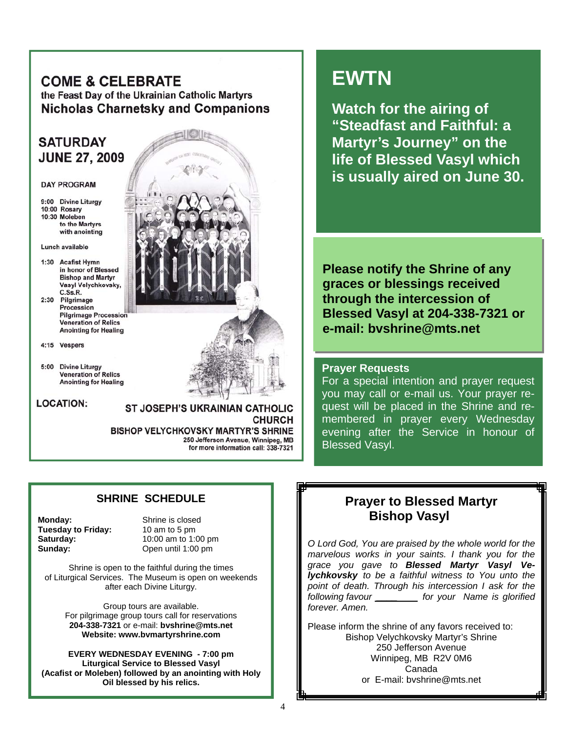## COME & CELEBRATE

the Feast Day of the Ukrainian Catholic Martyrs
**Nicholas Charnetsky and Companions**

### SATURDAY JUNE 27, 2009

**DAY PROGRAM**

9:00 Divine Liturgy
10:00 Rosary
10:30 Moleben to the Martyrs with anointing

Lunch available

1:30 Acafist Hymn in honor of Blessed Bishop and Martyr Vasyl Velychkovsky, C.Ss.R.
2:30 Pilgrimage Procession
Pilgrimage Procession
Veneration of Relics
Anointing for Healing

4:15 Vespers

5:00 Divine Liturgy
Veneration of Relics
Anointing for Healing

**LOCATION:**

**ST JOSEPH'S UKRAINIAN CATHOLIC CHURCH**
**BISHOP VELYCHKOVSKY MARTYR'S SHRINE**
250 Jefferson Avenue, Winnipeg, MB
for more information call: 338-7321

## EWTN

**Watch for the airing of "Steadfast and Faithful: a Martyr's Journey" on the life of Blessed Vasyl which is usually aired on June 30.**

**Please notify the Shrine of any graces or blessings received through the intercession of Blessed Vasyl at 204-338-7321 or e-mail: bvshrine@mts.net**

**Prayer Requests**

For a special intention and prayer request you may call or e-mail us. Your prayer request will be placed in the Shrine and remembered in prayer every Wednesday evening after the Service in honour of Blessed Vasyl.

### SHRINE SCHEDULE

| | |
|---|---|
| **Monday:** | Shrine is closed |
| **Tuesday to Friday:** | 10 am to 5 pm |
| **Saturday:** | 10:00 am to 1:00 pm |
| **Sunday:** | Open until 1:00 pm |

Shrine is open to the faithful during the times of Liturgical Services. The Museum is open on weekends after each Divine Liturgy.

Group tours are available.
For pilgrimage group tours call for reservations **204-338-7321** or e-mail: **bvshrine@mts.net**
**Website: www.bvmartyrshrine.com**

**EVERY WEDNESDAY EVENING - 7:00 pm**
**Liturgical Service to Blessed Vasyl**
**(Acafist or Moleben) followed by an anointing with Holy Oil blessed by his relics.**

### Prayer to Blessed Martyr Bishop Vasyl

*O Lord God, You are praised by the whole world for the marvelous works in your saints. I thank you for the grace you gave to **Blessed Martyr Vasyl Velychkovsky** to be a faithful witness to You unto the point of death. Through his intercession I ask for the following favour ________ for your Name is glorified forever. Amen.*

Please inform the shrine of any favors received to:
Bishop Velychkovsky Martyr's Shrine
250 Jefferson Avenue
Winnipeg, MB R2V 0M6
Canada
or E-mail: bvshrine@mts.net